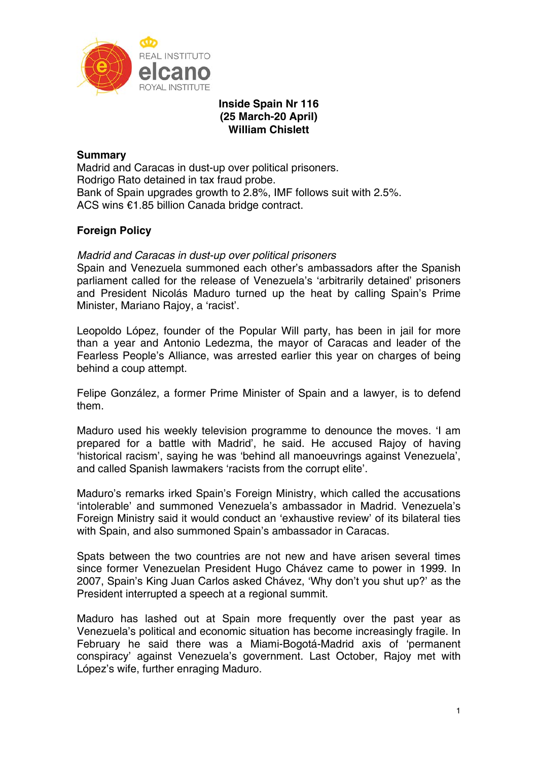**Inside Spain Nr 116**
**(25 March-20 April)**
**William Chislett**

## Summary

Madrid and Caracas in dust-up over political prisoners.
Rodrigo Rato detained in tax fraud probe.
Bank of Spain upgrades growth to 2.8%, IMF follows suit with 2.5%.
ACS wins €1.85 billion Canada bridge contract.

## Foreign Policy

*Madrid and Caracas in dust-up over political prisoners*

Spain and Venezuela summoned each other's ambassadors after the Spanish parliament called for the release of Venezuela's 'arbitrarily detained' prisoners and President Nicolás Maduro turned up the heat by calling Spain's Prime Minister, Mariano Rajoy, a 'racist'.

Leopoldo López, founder of the Popular Will party, has been in jail for more than a year and Antonio Ledezma, the mayor of Caracas and leader of the Fearless People's Alliance, was arrested earlier this year on charges of being behind a coup attempt.

Felipe González, a former Prime Minister of Spain and a lawyer, is to defend them.

Maduro used his weekly television programme to denounce the moves. 'I am prepared for a battle with Madrid', he said. He accused Rajoy of having 'historical racism', saying he was 'behind all manoeuvrings against Venezuela', and called Spanish lawmakers 'racists from the corrupt elite'.

Maduro's remarks irked Spain's Foreign Ministry, which called the accusations 'intolerable' and summoned Venezuela's ambassador in Madrid. Venezuela's Foreign Ministry said it would conduct an 'exhaustive review' of its bilateral ties with Spain, and also summoned Spain's ambassador in Caracas.

Spats between the two countries are not new and have arisen several times since former Venezuelan President Hugo Chávez came to power in 1999. In 2007, Spain's King Juan Carlos asked Chávez, 'Why don't you shut up?' as the President interrupted a speech at a regional summit.

Maduro has lashed out at Spain more frequently over the past year as Venezuela's political and economic situation has become increasingly fragile. In February he said there was a Miami-Bogotá-Madrid axis of 'permanent conspiracy' against Venezuela's government. Last October, Rajoy met with López's wife, further enraging Maduro.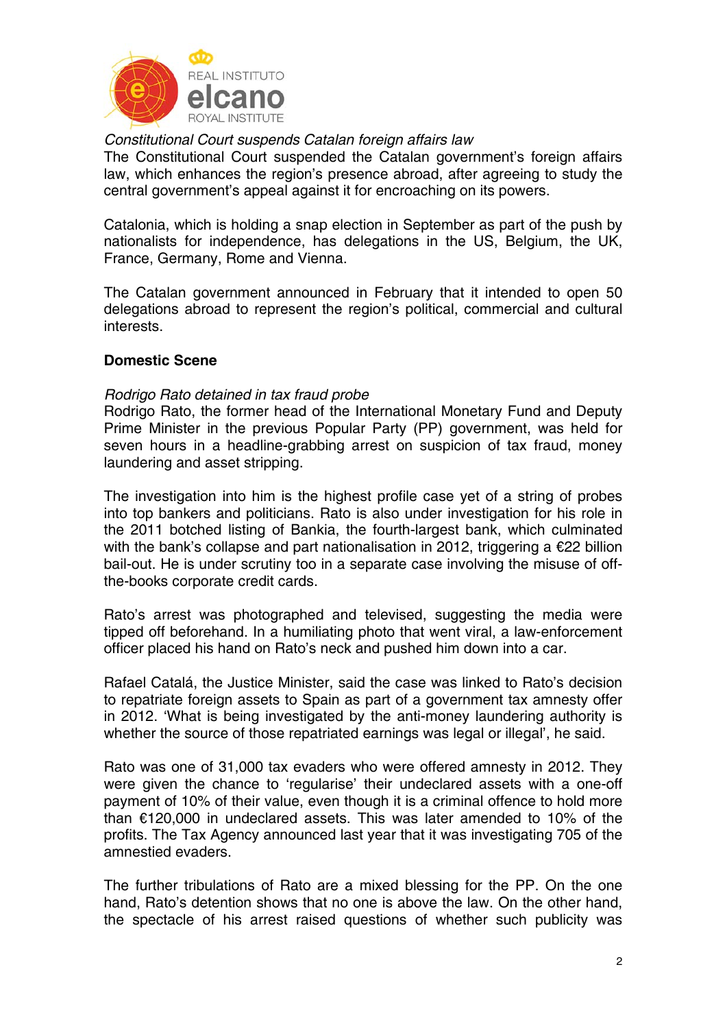*Constitutional Court suspends Catalan foreign affairs law*

The Constitutional Court suspended the Catalan government's foreign affairs law, which enhances the region's presence abroad, after agreeing to study the central government's appeal against it for encroaching on its powers.

Catalonia, which is holding a snap election in September as part of the push by nationalists for independence, has delegations in the US, Belgium, the UK, France, Germany, Rome and Vienna.

The Catalan government announced in February that it intended to open 50 delegations abroad to represent the region's political, commercial and cultural interests.

**Domestic Scene**

*Rodrigo Rato detained in tax fraud probe*

Rodrigo Rato, the former head of the International Monetary Fund and Deputy Prime Minister in the previous Popular Party (PP) government, was held for seven hours in a headline-grabbing arrest on suspicion of tax fraud, money laundering and asset stripping.

The investigation into him is the highest profile case yet of a string of probes into top bankers and politicians. Rato is also under investigation for his role in the 2011 botched listing of Bankia, the fourth-largest bank, which culminated with the bank's collapse and part nationalisation in 2012, triggering a €22 billion bail-out. He is under scrutiny too in a separate case involving the misuse of off-the-books corporate credit cards.

Rato's arrest was photographed and televised, suggesting the media were tipped off beforehand. In a humiliating photo that went viral, a law-enforcement officer placed his hand on Rato's neck and pushed him down into a car.

Rafael Catalá, the Justice Minister, said the case was linked to Rato's decision to repatriate foreign assets to Spain as part of a government tax amnesty offer in 2012. 'What is being investigated by the anti-money laundering authority is whether the source of those repatriated earnings was legal or illegal', he said.

Rato was one of 31,000 tax evaders who were offered amnesty in 2012. They were given the chance to 'regularise' their undeclared assets with a one-off payment of 10% of their value, even though it is a criminal offence to hold more than €120,000 in undeclared assets. This was later amended to 10% of the profits. The Tax Agency announced last year that it was investigating 705 of the amnestied evaders.

The further tribulations of Rato are a mixed blessing for the PP. On the one hand, Rato's detention shows that no one is above the law. On the other hand, the spectacle of his arrest raised questions of whether such publicity was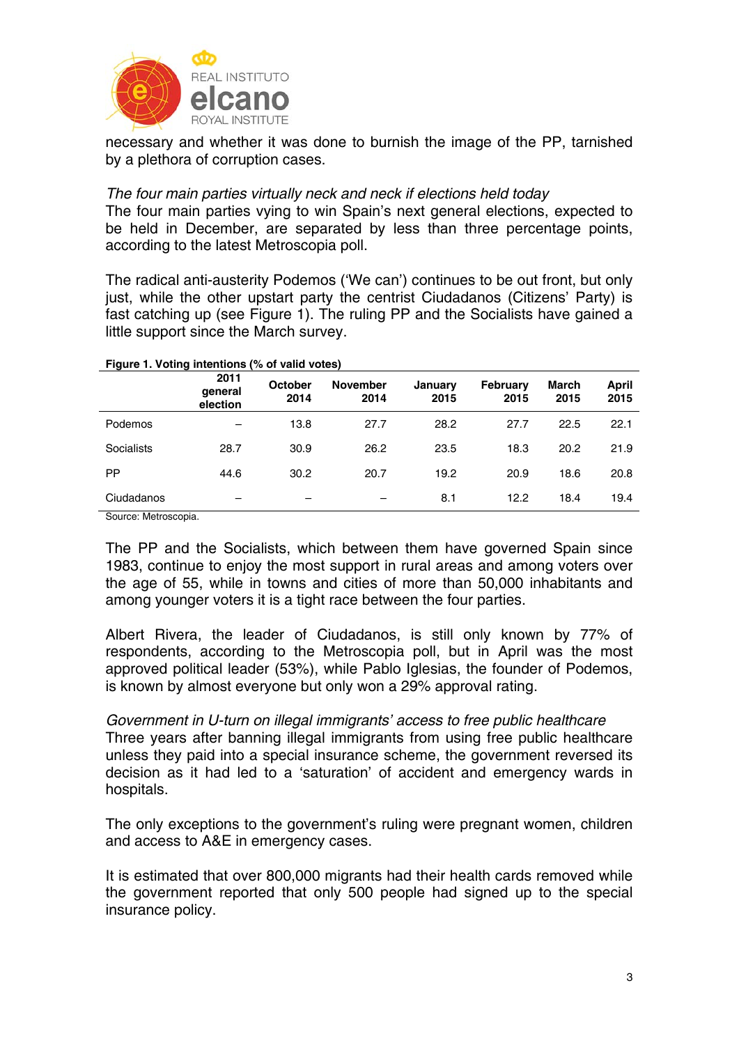necessary and whether it was done to burnish the image of the PP, tarnished by a plethora of corruption cases.

*The four main parties virtually neck and neck if elections held today*

The four main parties vying to win Spain's next general elections, expected to be held in December, are separated by less than three percentage points, according to the latest Metroscopia poll.

The radical anti-austerity Podemos ('We can') continues to be out front, but only just, while the other upstart party the centrist Ciudadanos (Citizens' Party) is fast catching up (see Figure 1). The ruling PP and the Socialists have gained a little support since the March survey.

**Figure 1. Voting intentions (% of valid votes)**

| | 2011 general election | October 2014 | November 2014 | January 2015 | February 2015 | March 2015 | April 2015 |
|---|---|---|---|---|---|---|---|
| Podemos | – | 13.8 | 27.7 | 28.2 | 27.7 | 22.5 | 22.1 |
| Socialists | 28.7 | 30.9 | 26.2 | 23.5 | 18.3 | 20.2 | 21.9 |
| PP | 44.6 | 30.2 | 20.7 | 19.2 | 20.9 | 18.6 | 20.8 |
| Ciudadanos | – | – | – | 8.1 | 12.2 | 18.4 | 19.4 |

Source: Metroscopia.

The PP and the Socialists, which between them have governed Spain since 1983, continue to enjoy the most support in rural areas and among voters over the age of 55, while in towns and cities of more than 50,000 inhabitants and among younger voters it is a tight race between the four parties.

Albert Rivera, the leader of Ciudadanos, is still only known by 77% of respondents, according to the Metroscopia poll, but in April was the most approved political leader (53%), while Pablo Iglesias, the founder of Podemos, is known by almost everyone but only won a 29% approval rating.

*Government in U-turn on illegal immigrants' access to free public healthcare*

Three years after banning illegal immigrants from using free public healthcare unless they paid into a special insurance scheme, the government reversed its decision as it had led to a 'saturation' of accident and emergency wards in hospitals.

The only exceptions to the government's ruling were pregnant women, children and access to A&E in emergency cases.

It is estimated that over 800,000 migrants had their health cards removed while the government reported that only 500 people had signed up to the special insurance policy.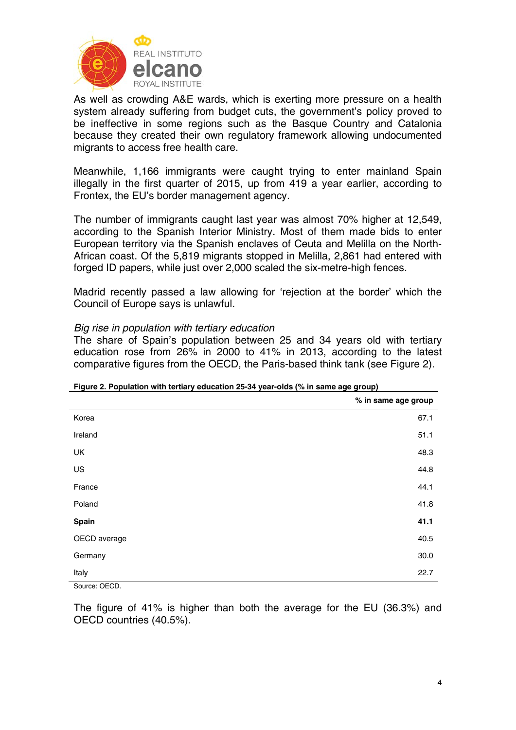As well as crowding A&E wards, which is exerting more pressure on a health system already suffering from budget cuts, the government's policy proved to be ineffective in some regions such as the Basque Country and Catalonia because they created their own regulatory framework allowing undocumented migrants to access free health care.

Meanwhile, 1,166 immigrants were caught trying to enter mainland Spain illegally in the first quarter of 2015, up from 419 a year earlier, according to Frontex, the EU's border management agency.

The number of immigrants caught last year was almost 70% higher at 12,549, according to the Spanish Interior Ministry. Most of them made bids to enter European territory via the Spanish enclaves of Ceuta and Melilla on the North-African coast. Of the 5,819 migrants stopped in Melilla, 2,861 had entered with forged ID papers, while just over 2,000 scaled the six-metre-high fences.

Madrid recently passed a law allowing for 'rejection at the border' which the Council of Europe says is unlawful.

*Big rise in population with tertiary education*

The share of Spain's population between 25 and 34 years old with tertiary education rose from 26% in 2000 to 41% in 2013, according to the latest comparative figures from the OECD, the Paris-based think tank (see Figure 2).

**Figure 2. Population with tertiary education 25-34 year-olds (% in same age group)**

| | % in same age group |
|---|---|
| Korea | 67.1 |
| Ireland | 51.1 |
| UK | 48.3 |
| US | 44.8 |
| France | 44.1 |
| Poland | 41.8 |
| **Spain** | **41.1** |
| OECD average | 40.5 |
| Germany | 30.0 |
| Italy | 22.7 |

Source: OECD.

The figure of 41% is higher than both the average for the EU (36.3%) and OECD countries (40.5%).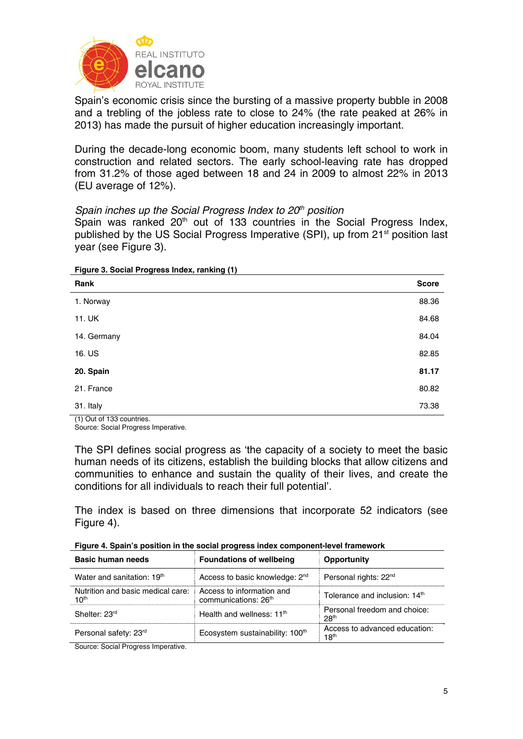Spain's economic crisis since the bursting of a massive property bubble in 2008 and a trebling of the jobless rate to close to 24% (the rate peaked at 26% in 2013) has made the pursuit of higher education increasingly important.

During the decade-long economic boom, many students left school to work in construction and related sectors. The early school-leaving rate has dropped from 31.2% of those aged between 18 and 24 in 2009 to almost 22% in 2013 (EU average of 12%).

*Spain inches up the Social Progress Index to 20th position*

Spain was ranked 20th out of 133 countries in the Social Progress Index, published by the US Social Progress Imperative (SPI), up from 21st position last year (see Figure 3).

**Figure 3. Social Progress Index, ranking (1)**

| Rank | Score |
|---|---|
| 1. Norway | 88.36 |
| 11. UK | 84.68 |
| 14. Germany | 84.04 |
| 16. US | 82.85 |
| **20. Spain** | **81.17** |
| 21. France | 80.82 |
| 31. Italy | 73.38 |

(1) Out of 133 countries.
Source: Social Progress Imperative.

The SPI defines social progress as 'the capacity of a society to meet the basic human needs of its citizens, establish the building blocks that allow citizens and communities to enhance and sustain the quality of their lives, and create the conditions for all individuals to reach their full potential'.

The index is based on three dimensions that incorporate 52 indicators (see Figure 4).

**Figure 4. Spain's position in the social progress index component-level framework**

| Basic human needs | Foundations of wellbeing | Opportunity |
|---|---|---|
| Water and sanitation: 19th | Access to basic knowledge: 2nd | Personal rights: 22nd |
| Nutrition and basic medical care: 10th | Access to information and communications: 26th | Tolerance and inclusion: 14th |
| Shelter: 23rd | Health and wellness: 11th | Personal freedom and choice: 28th |
| Personal safety: 23rd | Ecosystem sustainability: 100th | Access to advanced education: 18th |

Source: Social Progress Imperative.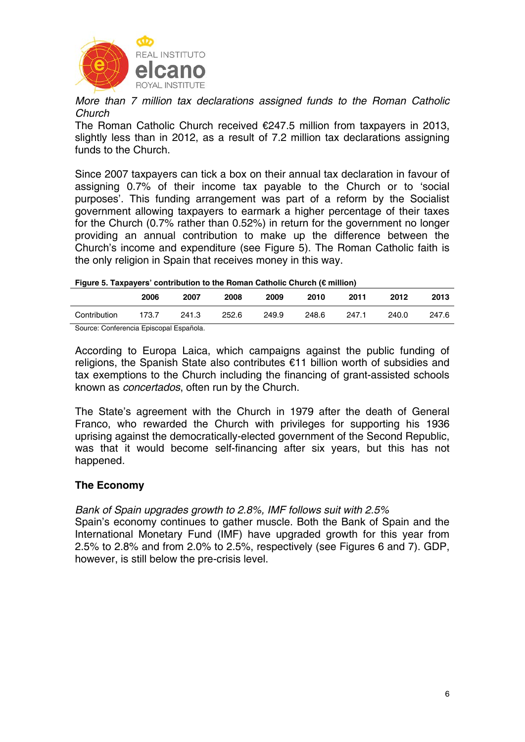*More than 7 million tax declarations assigned funds to the Roman Catholic Church*

The Roman Catholic Church received €247.5 million from taxpayers in 2013, slightly less than in 2012, as a result of 7.2 million tax declarations assigning funds to the Church.

Since 2007 taxpayers can tick a box on their annual tax declaration in favour of assigning 0.7% of their income tax payable to the Church or to 'social purposes'. This funding arrangement was part of a reform by the Socialist government allowing taxpayers to earmark a higher percentage of their taxes for the Church (0.7% rather than 0.52%) in return for the government no longer providing an annual contribution to make up the difference between the Church's income and expenditure (see Figure 5). The Roman Catholic faith is the only religion in Spain that receives money in this way.

**Figure 5. Taxpayers' contribution to the Roman Catholic Church (€ million)**

| | 2006 | 2007 | 2008 | 2009 | 2010 | 2011 | 2012 | 2013 |
|---|---|---|---|---|---|---|---|---|
| Contribution | 173.7 | 241.3 | 252.6 | 249.9 | 248.6 | 247.1 | 240.0 | 247.6 |

Source: Conferencia Episcopal Española.

According to Europa Laica, which campaigns against the public funding of religions, the Spanish State also contributes €11 billion worth of subsidies and tax exemptions to the Church including the financing of grant-assisted schools known as *concertados*, often run by the Church.

The State's agreement with the Church in 1979 after the death of General Franco, who rewarded the Church with privileges for supporting his 1936 uprising against the democratically-elected government of the Second Republic, was that it would become self-financing after six years, but this has not happened.

## The Economy

*Bank of Spain upgrades growth to 2.8%, IMF follows suit with 2.5%*

Spain's economy continues to gather muscle. Both the Bank of Spain and the International Monetary Fund (IMF) have upgraded growth for this year from 2.5% to 2.8% and from 2.0% to 2.5%, respectively (see Figures 6 and 7). GDP, however, is still below the pre-crisis level.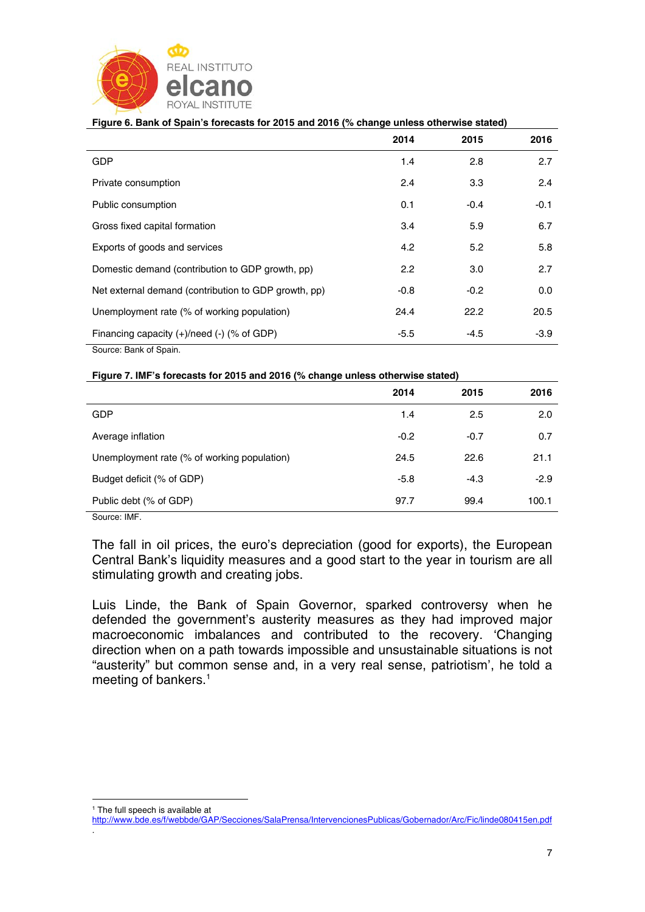**Figure 6. Bank of Spain's forecasts for 2015 and 2016 (% change unless otherwise stated)**

| | 2014 | 2015 | 2016 |
|---|---|---|---|
| GDP | 1.4 | 2.8 | 2.7 |
| Private consumption | 2.4 | 3.3 | 2.4 |
| Public consumption | 0.1 | -0.4 | -0.1 |
| Gross fixed capital formation | 3.4 | 5.9 | 6.7 |
| Exports of goods and services | 4.2 | 5.2 | 5.8 |
| Domestic demand (contribution to GDP growth, pp) | 2.2 | 3.0 | 2.7 |
| Net external demand (contribution to GDP growth, pp) | -0.8 | -0.2 | 0.0 |
| Unemployment rate (% of working population) | 24.4 | 22.2 | 20.5 |
| Financing capacity (+)/need (-) (% of GDP) | -5.5 | -4.5 | -3.9 |

Source: Bank of Spain.

**Figure 7. IMF's forecasts for 2015 and 2016 (% change unless otherwise stated)**

| | 2014 | 2015 | 2016 |
|---|---|---|---|
| GDP | 1.4 | 2.5 | 2.0 |
| Average inflation | -0.2 | -0.7 | 0.7 |
| Unemployment rate (% of working population) | 24.5 | 22.6 | 21.1 |
| Budget deficit (% of GDP) | -5.8 | -4.3 | -2.9 |
| Public debt (% of GDP) | 97.7 | 99.4 | 100.1 |

Source: IMF.

The fall in oil prices, the euro's depreciation (good for exports), the European Central Bank's liquidity measures and a good start to the year in tourism are all stimulating growth and creating jobs.

Luis Linde, the Bank of Spain Governor, sparked controversy when he defended the government's austerity measures as they had improved major macroeconomic imbalances and contributed to the recovery. 'Changing direction when on a path towards impossible and unsustainable situations is not "austerity" but common sense and, in a very real sense, patriotism', he told a meeting of bankers.[1]

[1] The full speech is available at http://www.bde.es/f/webbde/GAP/Secciones/SalaPrensa/IntervencionesPublicas/Gobernador/Arc/Fic/linde080415en.pdf.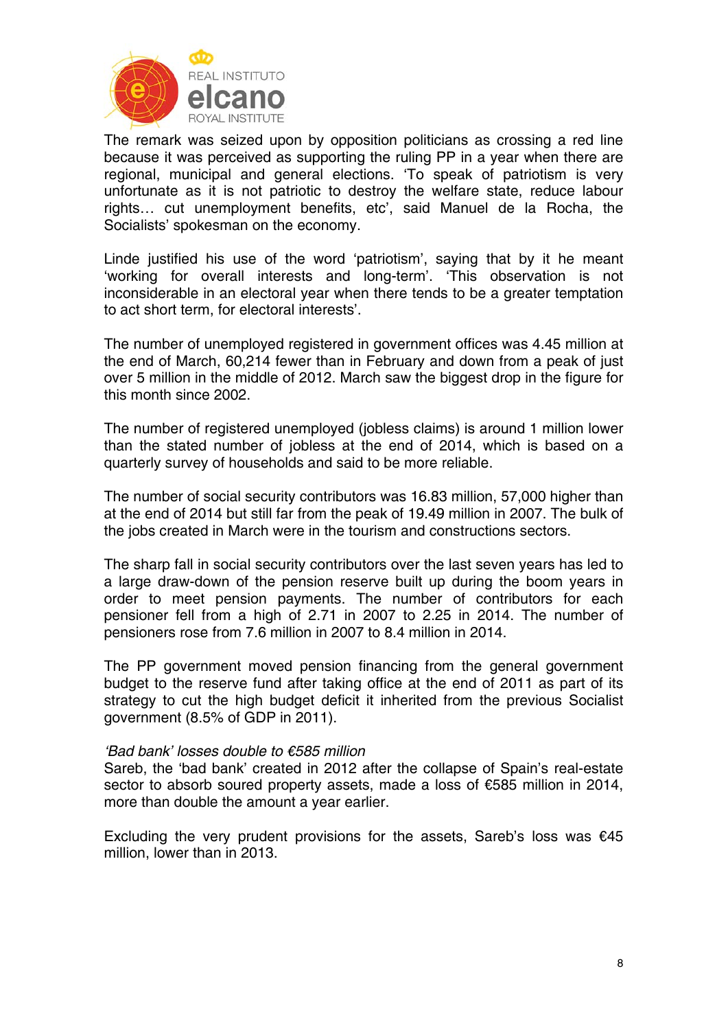The remark was seized upon by opposition politicians as crossing a red line because it was perceived as supporting the ruling PP in a year when there are regional, municipal and general elections. 'To speak of patriotism is very unfortunate as it is not patriotic to destroy the welfare state, reduce labour rights… cut unemployment benefits, etc', said Manuel de la Rocha, the Socialists' spokesman on the economy.

Linde justified his use of the word 'patriotism', saying that by it he meant 'working for overall interests and long-term'. 'This observation is not inconsiderable in an electoral year when there tends to be a greater temptation to act short term, for electoral interests'.

The number of unemployed registered in government offices was 4.45 million at the end of March, 60,214 fewer than in February and down from a peak of just over 5 million in the middle of 2012. March saw the biggest drop in the figure for this month since 2002.

The number of registered unemployed (jobless claims) is around 1 million lower than the stated number of jobless at the end of 2014, which is based on a quarterly survey of households and said to be more reliable.

The number of social security contributors was 16.83 million, 57,000 higher than at the end of 2014 but still far from the peak of 19.49 million in 2007. The bulk of the jobs created in March were in the tourism and constructions sectors.

The sharp fall in social security contributors over the last seven years has led to a large draw-down of the pension reserve built up during the boom years in order to meet pension payments. The number of contributors for each pensioner fell from a high of 2.71 in 2007 to 2.25 in 2014. The number of pensioners rose from 7.6 million in 2007 to 8.4 million in 2014.

The PP government moved pension financing from the general government budget to the reserve fund after taking office at the end of 2011 as part of its strategy to cut the high budget deficit it inherited from the previous Socialist government (8.5% of GDP in 2011).

*'Bad bank' losses double to €585 million*

Sareb, the 'bad bank' created in 2012 after the collapse of Spain's real-estate sector to absorb soured property assets, made a loss of €585 million in 2014, more than double the amount a year earlier.

Excluding the very prudent provisions for the assets, Sareb's loss was €45 million, lower than in 2013.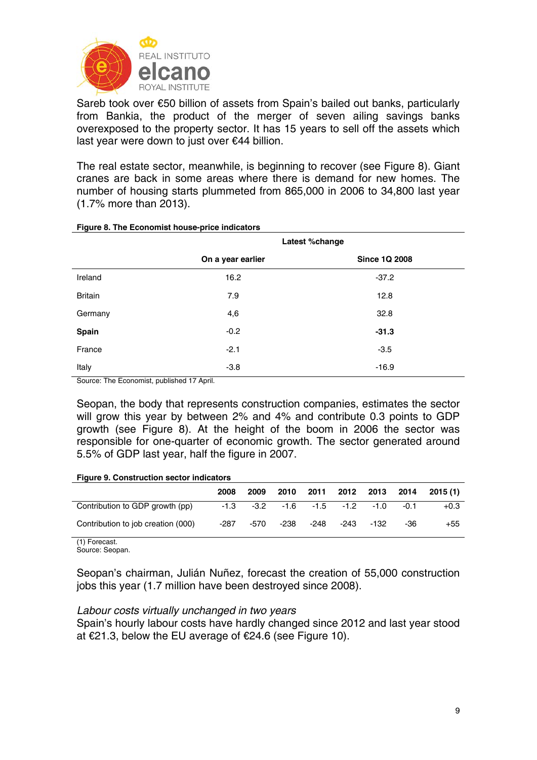Sareb took over €50 billion of assets from Spain's bailed out banks, particularly from Bankia, the product of the merger of seven ailing savings banks overexposed to the property sector. It has 15 years to sell off the assets which last year were down to just over €44 billion.

The real estate sector, meanwhile, is beginning to recover (see Figure 8). Giant cranes are back in some areas where there is demand for new homes. The number of housing starts plummeted from 865,000 in 2006 to 34,800 last year (1.7% more than 2013).

**Figure 8. The Economist house-price indicators**

| | Latest %change | |
|---|---|---|
| | **On a year earlier** | **Since 1Q 2008** |
| Ireland | 16.2 | -37.2 |
| Britain | 7.9 | 12.8 |
| Germany | 4,6 | 32.8 |
| **Spain** | -0.2 | **-31.3** |
| France | -2.1 | -3.5 |
| Italy | -3.8 | -16.9 |

Source: The Economist, published 17 April.

Seopan, the body that represents construction companies, estimates the sector will grow this year by between 2% and 4% and contribute 0.3 points to GDP growth (see Figure 8). At the height of the boom in 2006 the sector was responsible for one-quarter of economic growth. The sector generated around 5.5% of GDP last year, half the figure in 2007.

**Figure 9. Construction sector indicators**

| | 2008 | 2009 | 2010 | 2011 | 2012 | 2013 | 2014 | 2015 (1) |
|---|---|---|---|---|---|---|---|---|
| Contribution to GDP growth (pp) | -1.3 | -3.2 | -1.6 | -1.5 | -1.2 | -1.0 | -0.1 | +0.3 |
| Contribution to job creation (000) | -287 | -570 | -238 | -248 | -243 | -132 | -36 | +55 |

(1) Forecast.
Source: Seopan.

Seopan's chairman, Julián Nuñez, forecast the creation of 55,000 construction jobs this year (1.7 million have been destroyed since 2008).

*Labour costs virtually unchanged in two years*

Spain's hourly labour costs have hardly changed since 2012 and last year stood at €21.3, below the EU average of €24.6 (see Figure 10).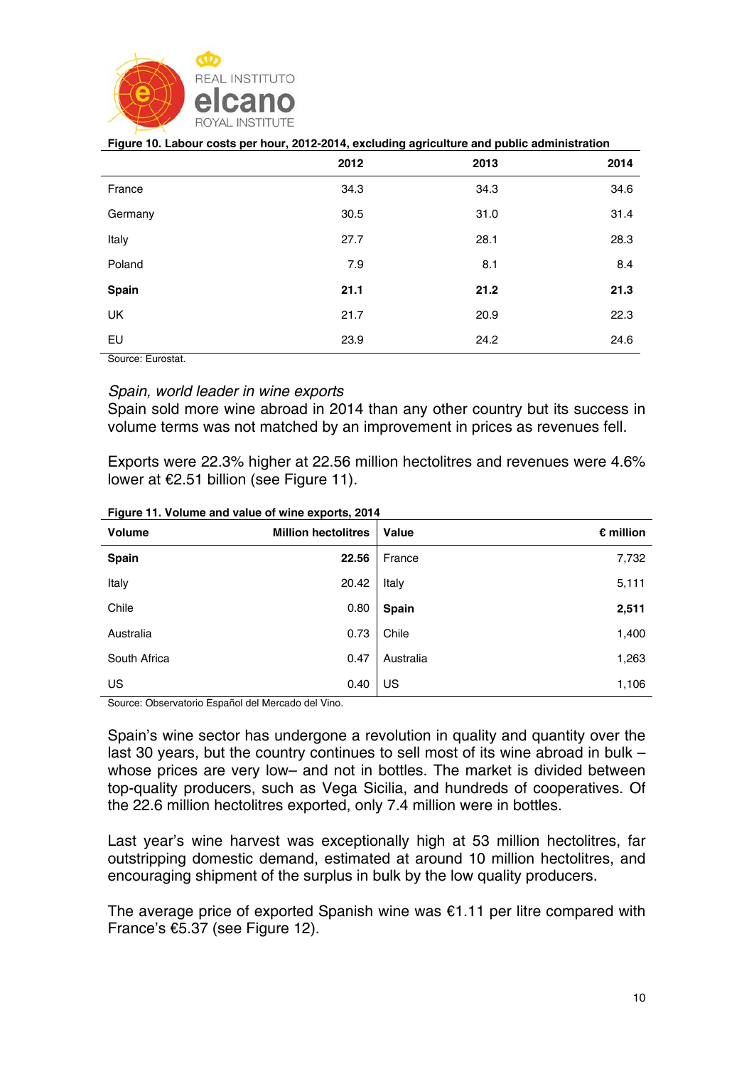**Figure 10. Labour costs per hour, 2012-2014, excluding agriculture and public administration**

| | 2012 | 2013 | 2014 |
|---|---|---|---|
| France | 34.3 | 34.3 | 34.6 |
| Germany | 30.5 | 31.0 | 31.4 |
| Italy | 27.7 | 28.1 | 28.3 |
| Poland | 7.9 | 8.1 | 8.4 |
| **Spain** | **21.1** | **21.2** | **21.3** |
| UK | 21.7 | 20.9 | 22.3 |
| EU | 23.9 | 24.2 | 24.6 |

Source: Eurostat.

### *Spain, world leader in wine exports*

Spain sold more wine abroad in 2014 than any other country but its success in volume terms was not matched by an improvement in prices as revenues fell.

Exports were 22.3% higher at 22.56 million hectolitres and revenues were 4.6% lower at €2.51 billion (see Figure 11).

**Figure 11. Volume and value of wine exports, 2014**

| Volume | Million hectolitres | Value | € million |
|---|---|---|---|
| **Spain** | **22.56** | France | 7,732 |
| Italy | 20.42 | Italy | 5,111 |
| Chile | 0.80 | **Spain** | **2,511** |
| Australia | 0.73 | Chile | 1,400 |
| South Africa | 0.47 | Australia | 1,263 |
| US | 0.40 | US | 1,106 |

Source: Observatorio Español del Mercado del Vino.

Spain's wine sector has undergone a revolution in quality and quantity over the last 30 years, but the country continues to sell most of its wine abroad in bulk – whose prices are very low– and not in bottles. The market is divided between top-quality producers, such as Vega Sicilia, and hundreds of cooperatives. Of the 22.6 million hectolitres exported, only 7.4 million were in bottles.

Last year's wine harvest was exceptionally high at 53 million hectolitres, far outstripping domestic demand, estimated at around 10 million hectolitres, and encouraging shipment of the surplus in bulk by the low quality producers.

The average price of exported Spanish wine was €1.11 per litre compared with France's €5.37 (see Figure 12).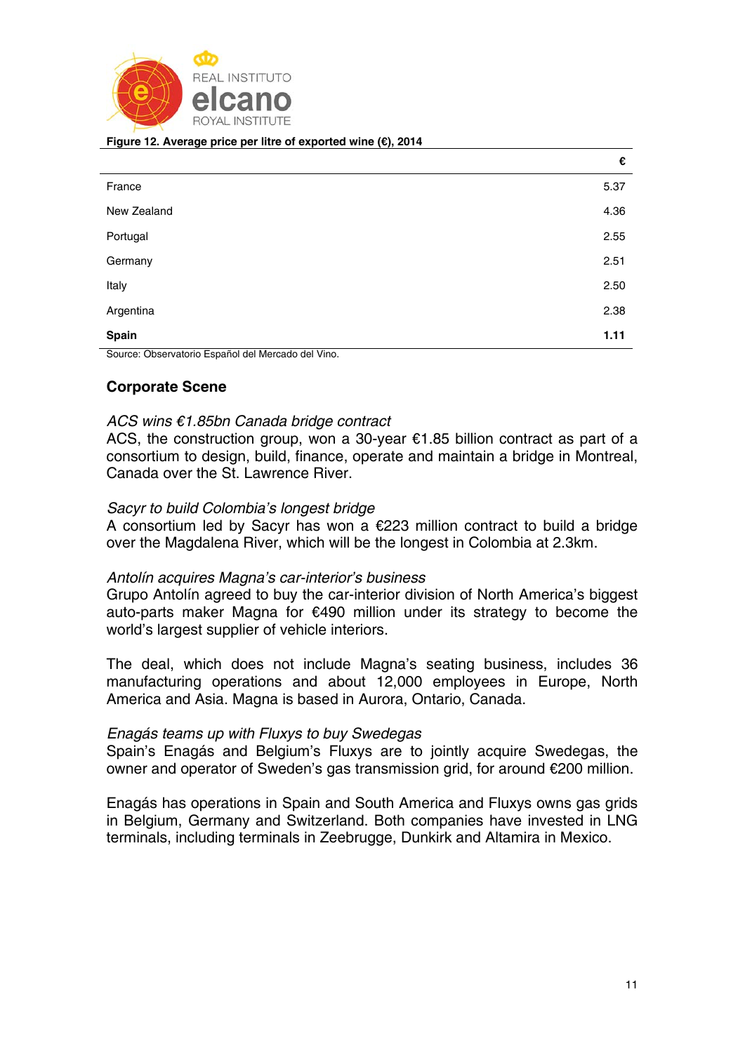**Figure 12. Average price per litre of exported wine (€), 2014**

| | € |
|---|---|
| France | 5.37 |
| New Zealand | 4.36 |
| Portugal | 2.55 |
| Germany | 2.51 |
| Italy | 2.50 |
| Argentina | 2.38 |
| **Spain** | **1.11** |

Source: Observatorio Español del Mercado del Vino.

## Corporate Scene

*ACS wins €1.85bn Canada bridge contract*
ACS, the construction group, won a 30-year €1.85 billion contract as part of a consortium to design, build, finance, operate and maintain a bridge in Montreal, Canada over the St. Lawrence River.

*Sacyr to build Colombia's longest bridge*
A consortium led by Sacyr has won a €223 million contract to build a bridge over the Magdalena River, which will be the longest in Colombia at 2.3km.

*Antolín acquires Magna's car-interior's business*
Grupo Antolín agreed to buy the car-interior division of North America's biggest auto-parts maker Magna for €490 million under its strategy to become the world's largest supplier of vehicle interiors.

The deal, which does not include Magna's seating business, includes 36 manufacturing operations and about 12,000 employees in Europe, North America and Asia. Magna is based in Aurora, Ontario, Canada.

*Enagás teams up with Fluxys to buy Swedegas*
Spain's Enagás and Belgium's Fluxys are to jointly acquire Swedegas, the owner and operator of Sweden's gas transmission grid, for around €200 million.

Enagás has operations in Spain and South America and Fluxys owns gas grids in Belgium, Germany and Switzerland. Both companies have invested in LNG terminals, including terminals in Zeebrugge, Dunkirk and Altamira in Mexico.